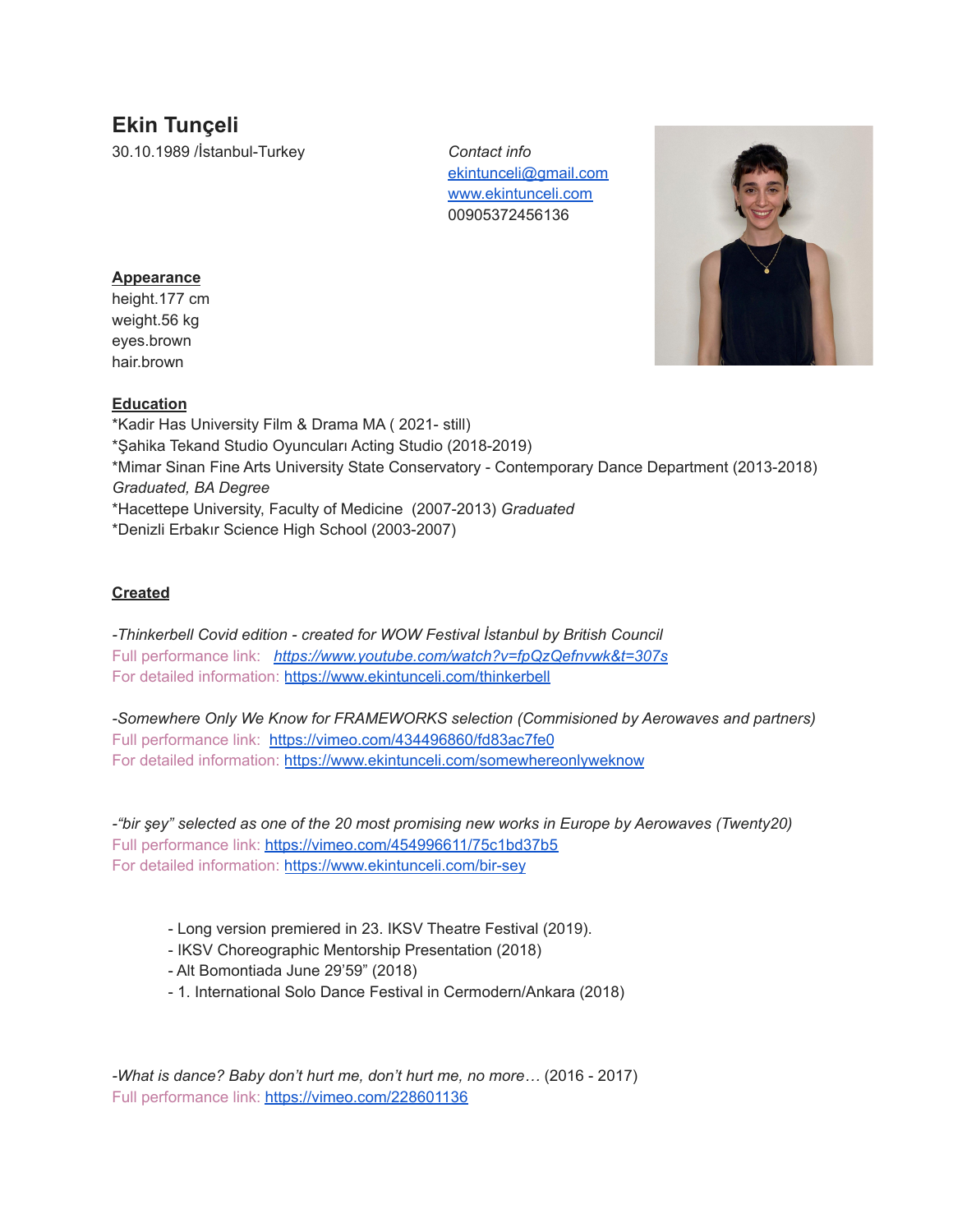# Ekin Tunçeli

30.10.1989 /İstanbul-Turkey

*Contact info*
ekintunceli@gmail.com
www.ekintunceli.com
00905372456136

## Appearance

height.177 cm
weight.56 kg
eyes.brown
hair.brown

## Education

*Kadir Has University Film & Drama MA ( 2021- still)
*Şahika Tekand Studio Oyuncuları Acting Studio (2018-2019)
*Mimar Sinan Fine Arts University State Conservatory - Contemporary Dance Department (2013-2018) *Graduated, BA Degree*
*Hacettepe University, Faculty of Medicine (2007-2013) *Graduated*
*Denizli Erbakır Science High School (2003-2007)

## Created

*-Thinkerbell Covid edition - created for WOW Festival İstanbul by British Council*
Full performance link: *https://www.youtube.com/watch?v=fpQzQefnvwk&t=307s*
For detailed information: https://www.ekintunceli.com/thinkerbell

*-Somewhere Only We Know for FRAMEWORKS selection (Commisioned by Aerowaves and partners)*
Full performance link: https://vimeo.com/434496860/fd83ac7fe0
For detailed information: https://www.ekintunceli.com/somewhereonlyweknow

*-"bir şey" selected as one of the 20 most promising new works in Europe by Aerowaves (Twenty20)*
Full performance link: https://vimeo.com/454996611/75c1bd37b5
For detailed information: https://www.ekintunceli.com/bir-sey

- Long version premiered in 23. IKSV Theatre Festival (2019).
- IKSV Choreographic Mentorship Presentation (2018)
- Alt Bomontiada June 29'59" (2018)
- 1. International Solo Dance Festival in Cermodern/Ankara (2018)

*-What is dance? Baby don't hurt me, don't hurt me, no more…* (2016 - 2017)
Full performance link: https://vimeo.com/228601136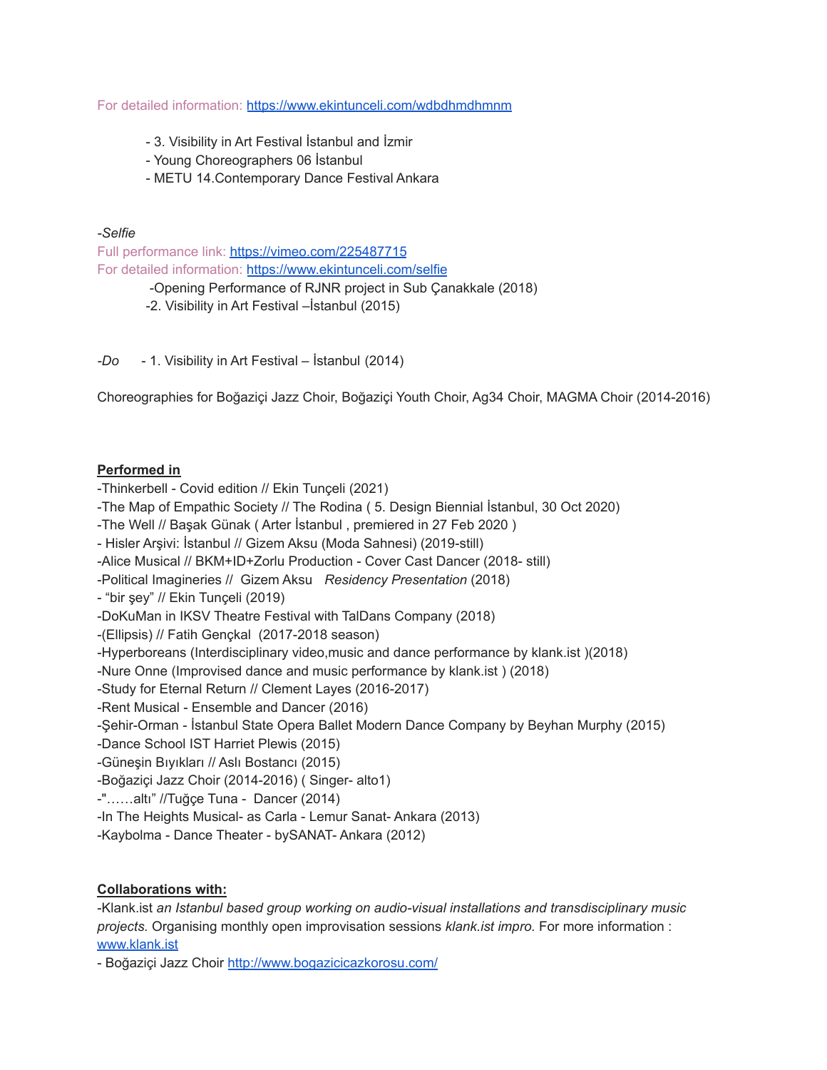For detailed information: [https://www.ekintunceli.com/wdbdhmdhmnm](https://www.ekintunceli.com/wdbdhmdhmnm)

- 3. Visibility in Art Festival İstanbul and İzmir
- Young Choreographers 06 İstanbul
- METU 14.Contemporary Dance Festival Ankara

*-Selfie*

Full performance link: [https://vimeo.com/225487715](https://vimeo.com/225487715)

For detailed information: [https://www.ekintunceli.com/selfie](https://www.ekintunceli.com/selfie)

-Opening Performance of RJNR project in Sub Çanakkale (2018)

-2. Visibility in Art Festival –İstanbul (2015)

*-Do* - 1. Visibility in Art Festival – İstanbul (2014)

Choreographies for Boğaziçi Jazz Choir, Boğaziçi Youth Choir, Ag34 Choir, MAGMA Choir (2014-2016)

**Performed in**

-Thinkerbell - Covid edition // Ekin Tunçeli (2021)

-The Map of Empathic Society // The Rodina ( 5. Design Biennial İstanbul, 30 Oct 2020)

-The Well // Başak Günak ( Arter İstanbul , premiered in 27 Feb 2020 )

- Hisler Arşivi: İstanbul // Gizem Aksu (Moda Sahnesi) (2019-still)

-Alice Musical // BKM+ID+Zorlu Production - Cover Cast Dancer (2018- still)

-Political Imagineries // Gizem Aksu *Residency Presentation* (2018)

- "bir şey" // Ekin Tunçeli (2019)

-DoKuMan in IKSV Theatre Festival with TalDans Company (2018)

-(Ellipsis) // Fatih Gençkal (2017-2018 season)

-Hyperboreans (Interdisciplinary video,music and dance performance by klank.ist )(2018)

-Nure Onne (Improvised dance and music performance by klank.ist ) (2018)

-Study for Eternal Return // Clement Layes (2016-2017)

-Rent Musical - Ensemble and Dancer (2016)

-Şehir-Orman - İstanbul State Opera Ballet Modern Dance Company by Beyhan Murphy (2015)

-Dance School IST Harriet Plewis (2015)

-Güneşin Bıyıkları // Aslı Bostancı (2015)

-Boğaziçi Jazz Choir (2014-2016) ( Singer- alto1)

-"……altı" //Tuğçe Tuna - Dancer (2014)

-In The Heights Musical- as Carla - Lemur Sanat- Ankara (2013)

-Kaybolma - Dance Theater - bySANAT- Ankara (2012)

**Collaborations with:**

-Klank.ist *an Istanbul based group working on audio-visual installations and transdisciplinary music projects.* Organising monthly open improvisation sessions *klank.ist impro.* For more information : [www.klank.ist](http://www.klank.ist)

- Boğaziçi Jazz Choir [http://www.bogazicicazkorosu.com/](http://www.bogazicicazkorosu.com/)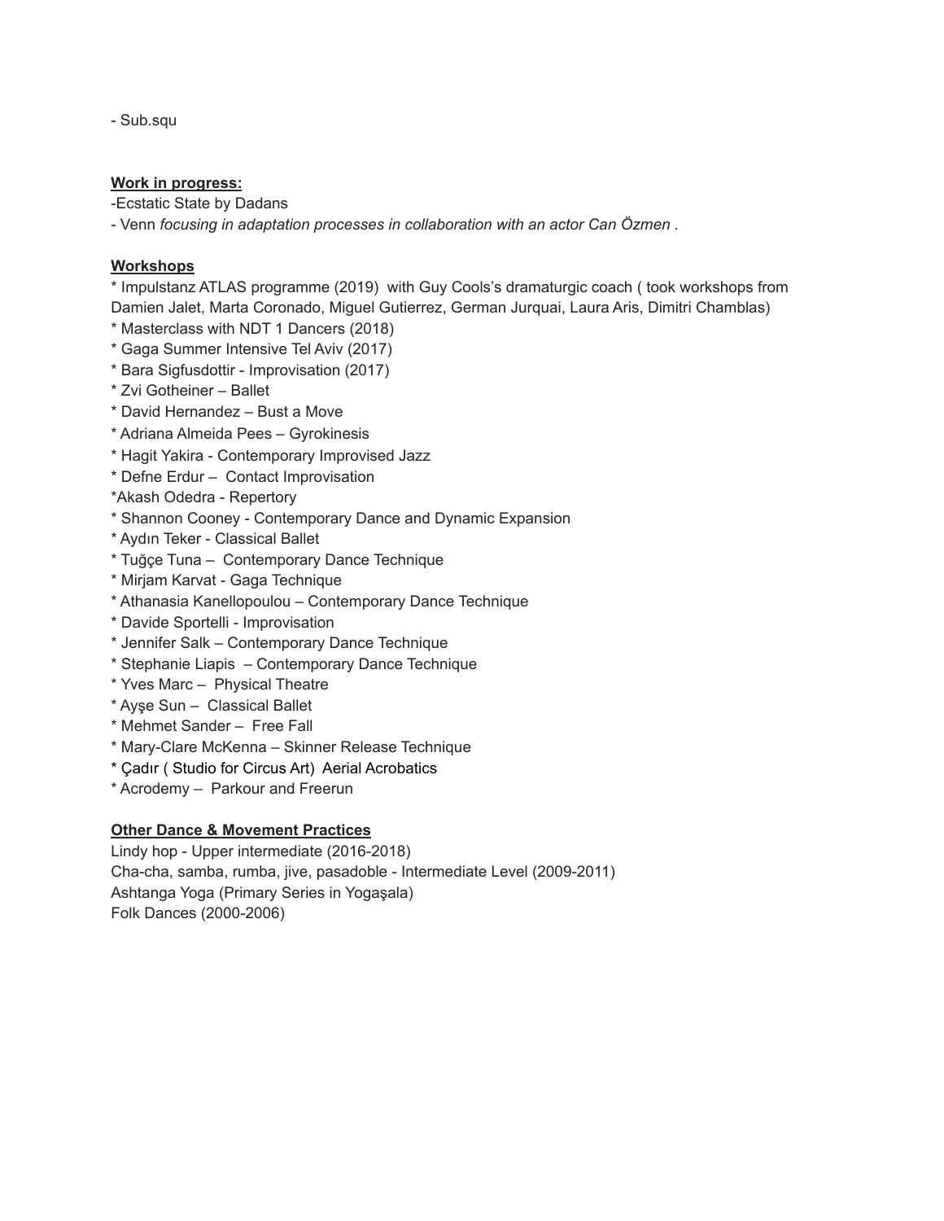- Sub.squ

**Work in progress:**

-Ecstatic State by Dadans

- Venn *focusing in adaptation processes in collaboration with an actor Can Özmen .*

**Workshops**

* Impulstanz ATLAS programme (2019)  with Guy Cools's dramaturgic coach ( took workshops from Damien Jalet, Marta Coronado, Miguel Gutierrez, German Jurquai, Laura Aris, Dimitri Chamblas)
* Masterclass with NDT 1 Dancers (2018)
* Gaga Summer Intensive Tel Aviv (2017)
* Bara Sigfusdottir - Improvisation (2017)
* Zvi Gotheiner – Ballet
* David Hernandez – Bust a Move
* Adriana Almeida Pees – Gyrokinesis
* Hagit Yakira - Contemporary Improvised Jazz
* Defne Erdur –  Contact Improvisation
*Akash Odedra - Repertory
* Shannon Cooney - Contemporary Dance and Dynamic Expansion
* Aydın Teker - Classical Ballet
* Tuğçe Tuna –  Contemporary Dance Technique
* Mirjam Karvat - Gaga Technique
* Athanasia Kanellopoulou – Contemporary Dance Technique
* Davide Sportelli - Improvisation
* Jennifer Salk – Contemporary Dance Technique
* Stephanie Liapis  – Contemporary Dance Technique
* Yves Marc –  Physical Theatre
* Ayşe Sun –  Classical Ballet
* Mehmet Sander –  Free Fall
* Mary-Clare McKenna – Skinner Release Technique
* Çadır ( Studio for Circus Art)  Aerial Acrobatics
* Acrodemy –  Parkour and Freerun

**Other Dance & Movement Practices**

Lindy hop - Upper intermediate (2016-2018)
Cha-cha, samba, rumba, jive, pasadoble - Intermediate Level (2009-2011)
Ashtanga Yoga (Primary Series in Yogaşala)
Folk Dances (2000-2006)